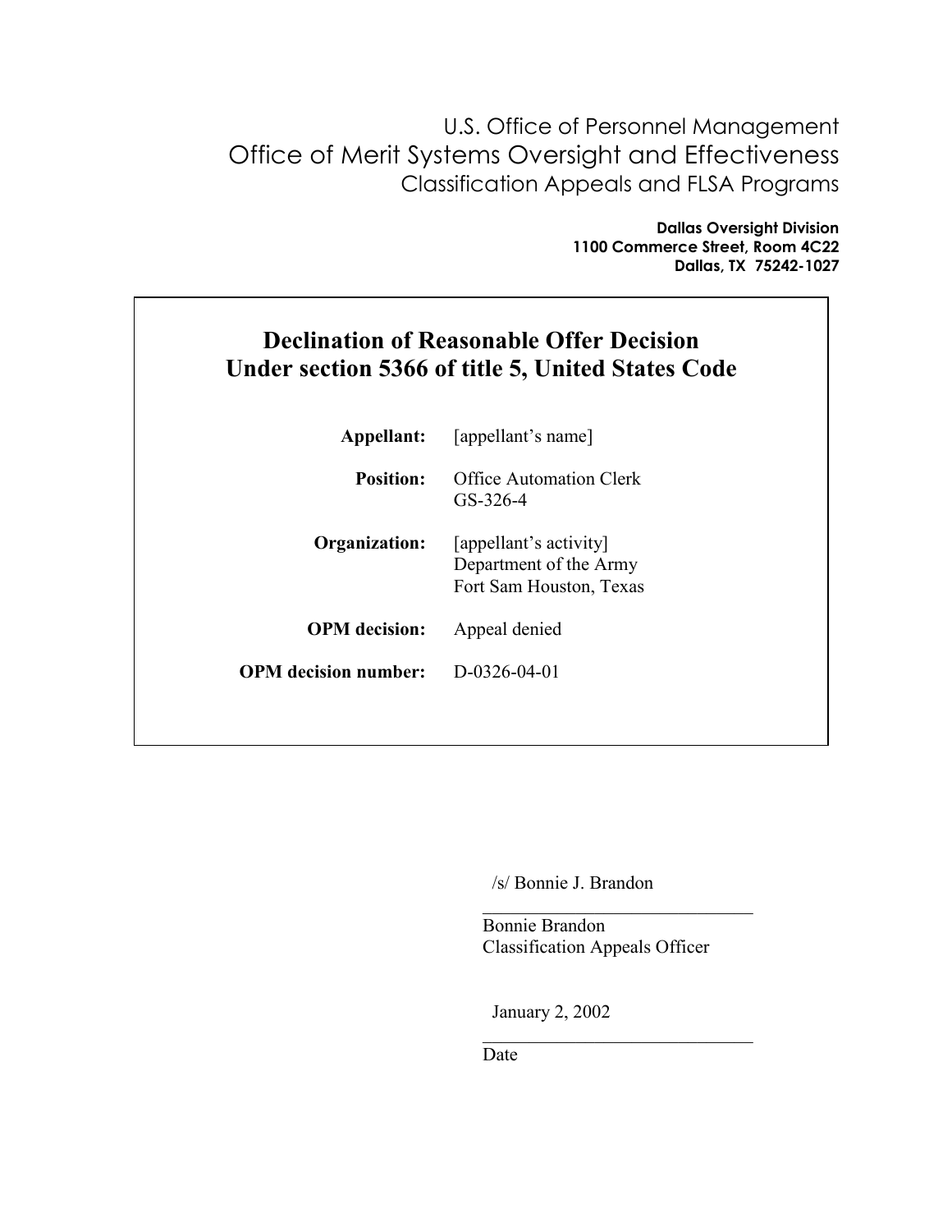U.S. Office of Personnel Management
Office of Merit Systems Oversight and Effectiveness
Classification Appeals and FLSA Programs

**Dallas Oversight Division**
**1100 Commerce Street, Room 4C22**
**Dallas, TX 75242-1027**

# Declination of Reasonable Offer Decision Under section 5366 of title 5, United States Code

**Appellant:** [appellant's name]

**Position:** Office Automation Clerk
GS-326-4

**Organization:** [appellant's activity]
Department of the Army
Fort Sam Houston, Texas

**OPM decision:** Appeal denied

**OPM decision number:** D-0326-04-01

/s/ Bonnie J. Brandon

Bonnie Brandon
Classification Appeals Officer

January 2, 2002

Date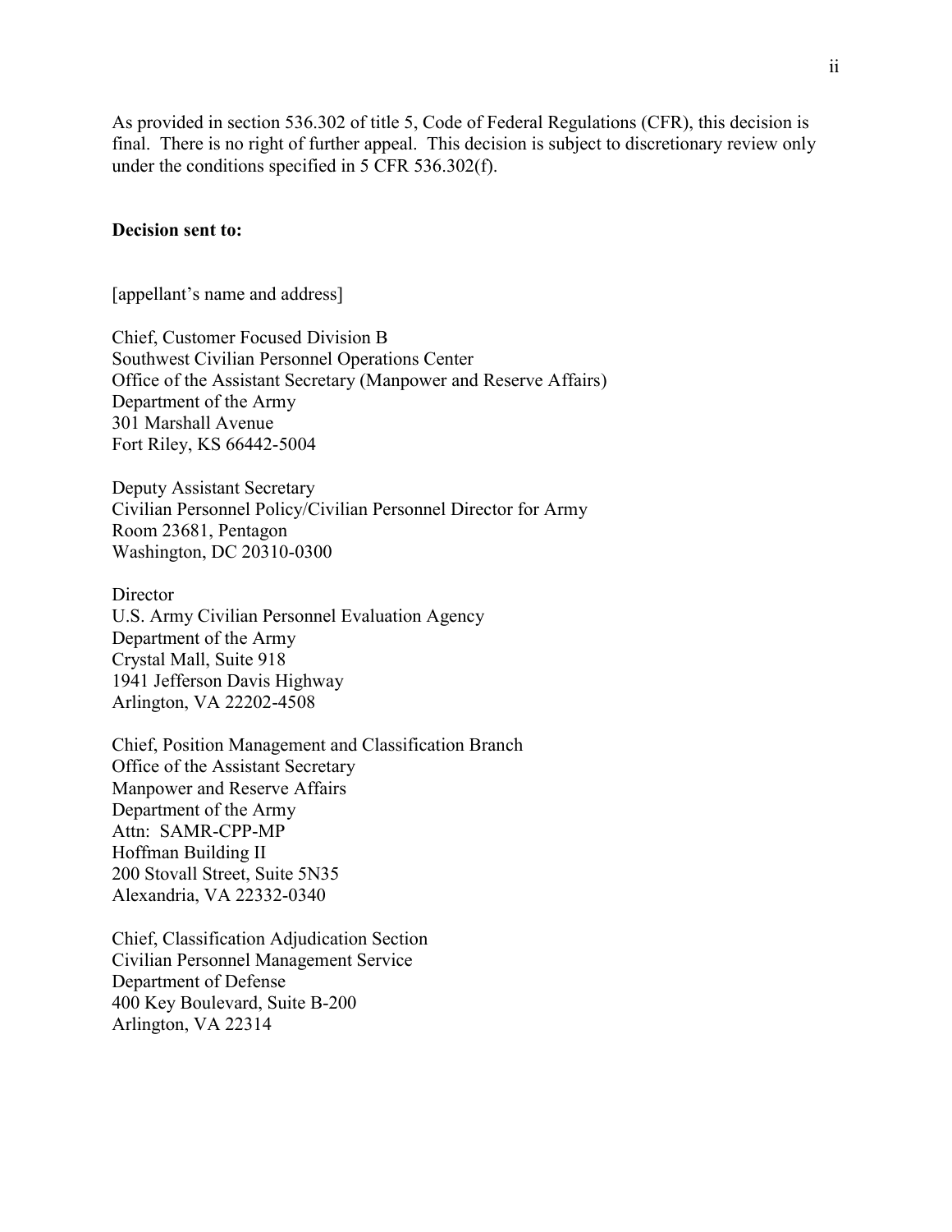As provided in section 536.302 of title 5, Code of Federal Regulations (CFR), this decision is final. There is no right of further appeal. This decision is subject to discretionary review only under the conditions specified in 5 CFR 536.302(f).

**Decision sent to:**

[appellant's name and address]

Chief, Customer Focused Division B
Southwest Civilian Personnel Operations Center
Office of the Assistant Secretary (Manpower and Reserve Affairs)
Department of the Army
301 Marshall Avenue
Fort Riley, KS 66442-5004

Deputy Assistant Secretary
Civilian Personnel Policy/Civilian Personnel Director for Army
Room 23681, Pentagon
Washington, DC 20310-0300

Director
U.S. Army Civilian Personnel Evaluation Agency
Department of the Army
Crystal Mall, Suite 918
1941 Jefferson Davis Highway
Arlington, VA 22202-4508

Chief, Position Management and Classification Branch
Office of the Assistant Secretary
Manpower and Reserve Affairs
Department of the Army
Attn: SAMR-CPP-MP
Hoffman Building II
200 Stovall Street, Suite 5N35
Alexandria, VA 22332-0340

Chief, Classification Adjudication Section
Civilian Personnel Management Service
Department of Defense
400 Key Boulevard, Suite B-200
Arlington, VA 22314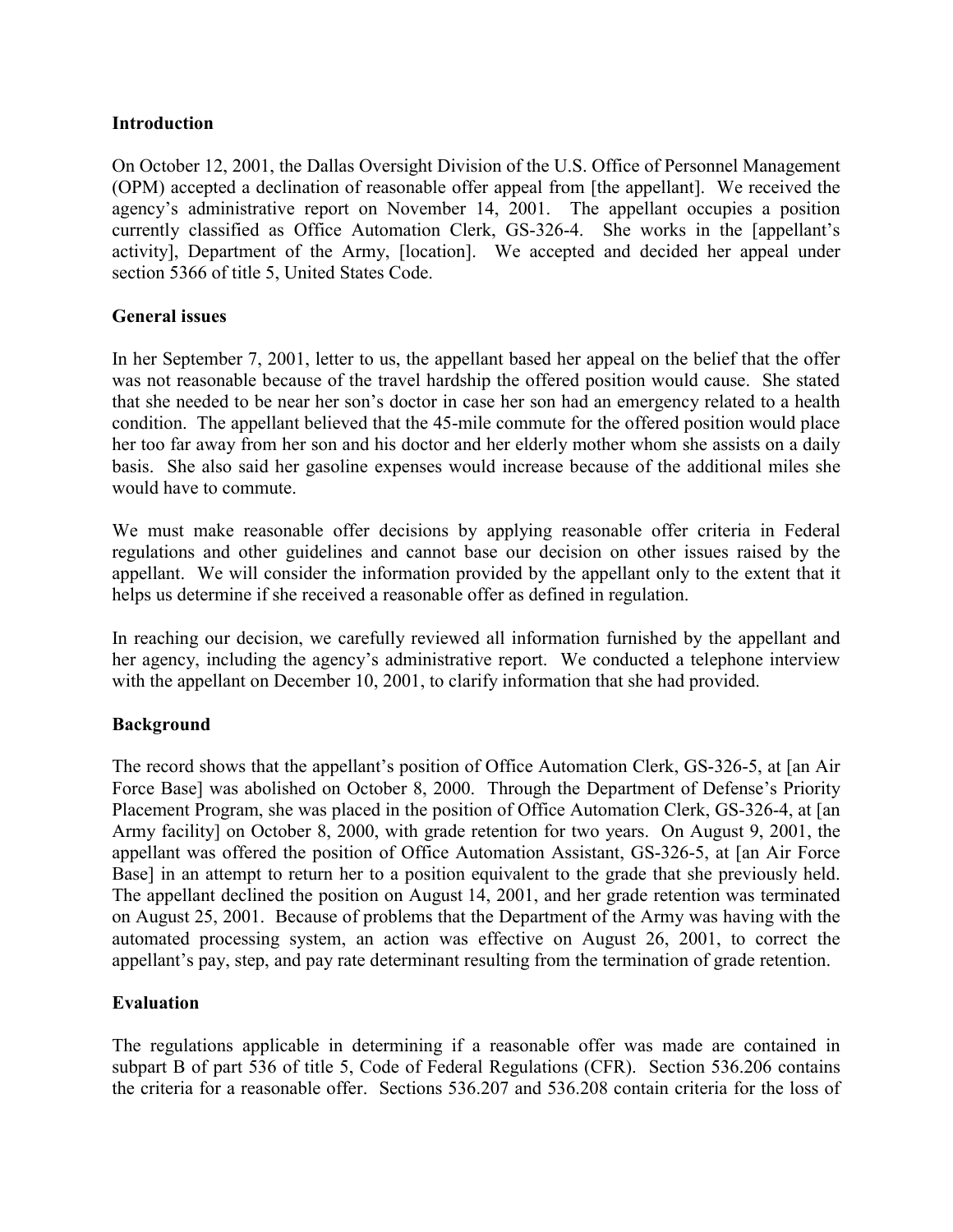## Introduction

On October 12, 2001, the Dallas Oversight Division of the U.S. Office of Personnel Management (OPM) accepted a declination of reasonable offer appeal from [the appellant]. We received the agency's administrative report on November 14, 2001. The appellant occupies a position currently classified as Office Automation Clerk, GS-326-4. She works in the [appellant's activity], Department of the Army, [location]. We accepted and decided her appeal under section 5366 of title 5, United States Code.

## General issues

In her September 7, 2001, letter to us, the appellant based her appeal on the belief that the offer was not reasonable because of the travel hardship the offered position would cause. She stated that she needed to be near her son's doctor in case her son had an emergency related to a health condition. The appellant believed that the 45-mile commute for the offered position would place her too far away from her son and his doctor and her elderly mother whom she assists on a daily basis. She also said her gasoline expenses would increase because of the additional miles she would have to commute.

We must make reasonable offer decisions by applying reasonable offer criteria in Federal regulations and other guidelines and cannot base our decision on other issues raised by the appellant. We will consider the information provided by the appellant only to the extent that it helps us determine if she received a reasonable offer as defined in regulation.

In reaching our decision, we carefully reviewed all information furnished by the appellant and her agency, including the agency's administrative report. We conducted a telephone interview with the appellant on December 10, 2001, to clarify information that she had provided.

## Background

The record shows that the appellant's position of Office Automation Clerk, GS-326-5, at [an Air Force Base] was abolished on October 8, 2000. Through the Department of Defense's Priority Placement Program, she was placed in the position of Office Automation Clerk, GS-326-4, at [an Army facility] on October 8, 2000, with grade retention for two years. On August 9, 2001, the appellant was offered the position of Office Automation Assistant, GS-326-5, at [an Air Force Base] in an attempt to return her to a position equivalent to the grade that she previously held. The appellant declined the position on August 14, 2001, and her grade retention was terminated on August 25, 2001. Because of problems that the Department of the Army was having with the automated processing system, an action was effective on August 26, 2001, to correct the appellant's pay, step, and pay rate determinant resulting from the termination of grade retention.

## Evaluation

The regulations applicable in determining if a reasonable offer was made are contained in subpart B of part 536 of title 5, Code of Federal Regulations (CFR). Section 536.206 contains the criteria for a reasonable offer. Sections 536.207 and 536.208 contain criteria for the loss of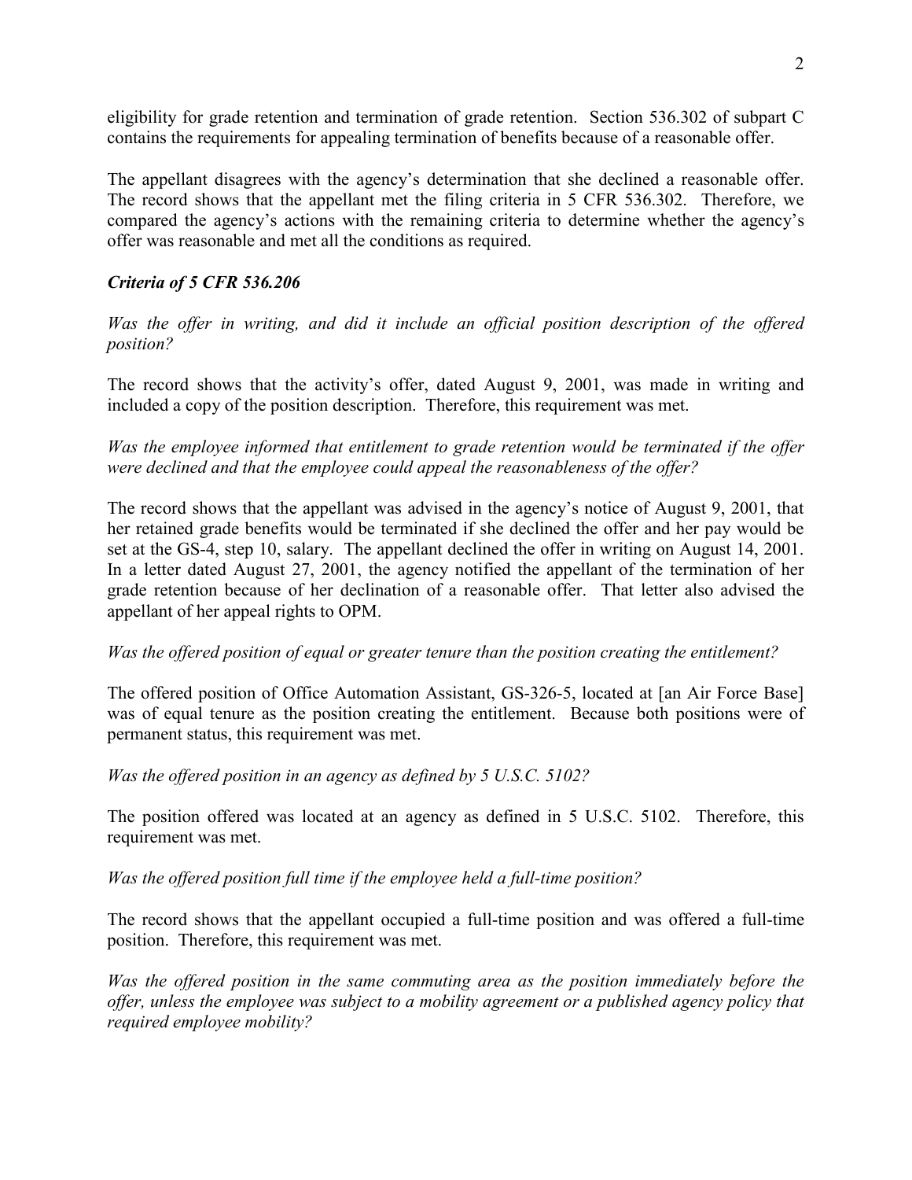eligibility for grade retention and termination of grade retention. Section 536.302 of subpart C contains the requirements for appealing termination of benefits because of a reasonable offer.

The appellant disagrees with the agency's determination that she declined a reasonable offer. The record shows that the appellant met the filing criteria in 5 CFR 536.302. Therefore, we compared the agency's actions with the remaining criteria to determine whether the agency's offer was reasonable and met all the conditions as required.

***Criteria of 5 CFR 536.206***

*Was the offer in writing, and did it include an official position description of the offered position?*

The record shows that the activity's offer, dated August 9, 2001, was made in writing and included a copy of the position description. Therefore, this requirement was met.

*Was the employee informed that entitlement to grade retention would be terminated if the offer were declined and that the employee could appeal the reasonableness of the offer?*

The record shows that the appellant was advised in the agency's notice of August 9, 2001, that her retained grade benefits would be terminated if she declined the offer and her pay would be set at the GS-4, step 10, salary. The appellant declined the offer in writing on August 14, 2001. In a letter dated August 27, 2001, the agency notified the appellant of the termination of her grade retention because of her declination of a reasonable offer. That letter also advised the appellant of her appeal rights to OPM.

*Was the offered position of equal or greater tenure than the position creating the entitlement?*

The offered position of Office Automation Assistant, GS-326-5, located at [an Air Force Base] was of equal tenure as the position creating the entitlement. Because both positions were of permanent status, this requirement was met.

*Was the offered position in an agency as defined by 5 U.S.C. 5102?*

The position offered was located at an agency as defined in 5 U.S.C. 5102. Therefore, this requirement was met.

*Was the offered position full time if the employee held a full-time position?*

The record shows that the appellant occupied a full-time position and was offered a full-time position. Therefore, this requirement was met.

*Was the offered position in the same commuting area as the position immediately before the offer, unless the employee was subject to a mobility agreement or a published agency policy that required employee mobility?*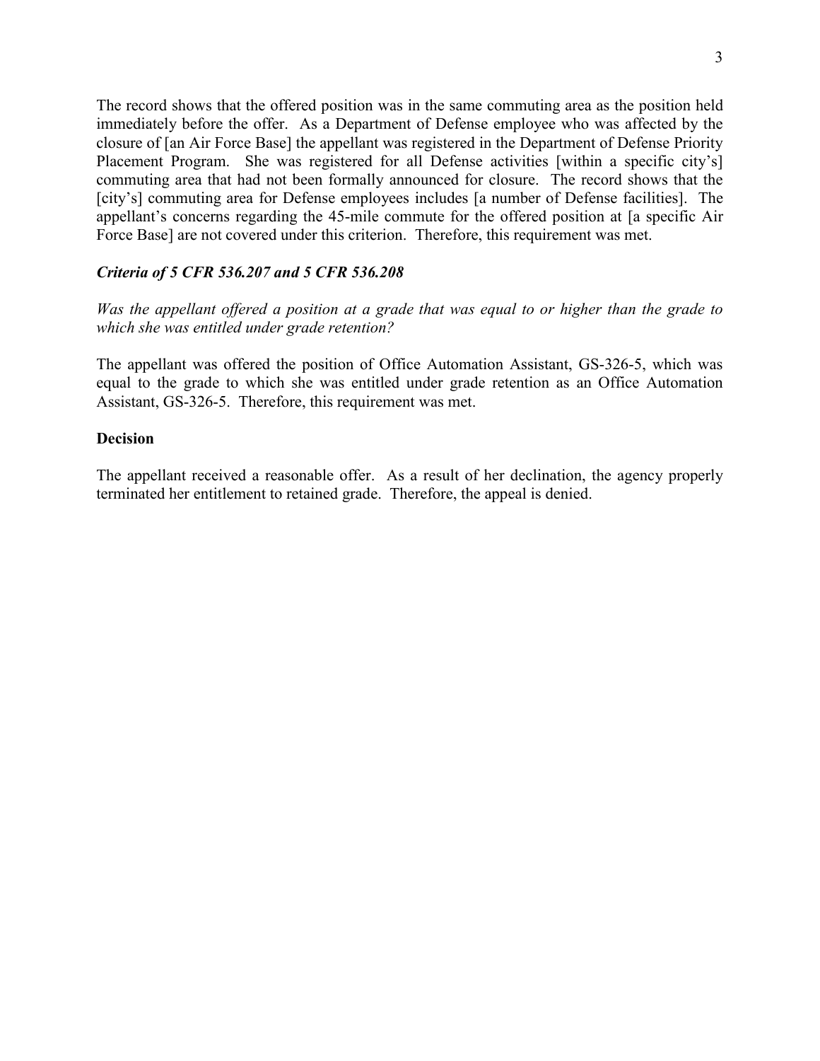The record shows that the offered position was in the same commuting area as the position held immediately before the offer. As a Department of Defense employee who was affected by the closure of [an Air Force Base] the appellant was registered in the Department of Defense Priority Placement Program. She was registered for all Defense activities [within a specific city's] commuting area that had not been formally announced for closure. The record shows that the [city's] commuting area for Defense employees includes [a number of Defense facilities]. The appellant's concerns regarding the 45-mile commute for the offered position at [a specific Air Force Base] are not covered under this criterion. Therefore, this requirement was met.

***Criteria of 5 CFR 536.207 and 5 CFR 536.208***

*Was the appellant offered a position at a grade that was equal to or higher than the grade to which she was entitled under grade retention?*

The appellant was offered the position of Office Automation Assistant, GS-326-5, which was equal to the grade to which she was entitled under grade retention as an Office Automation Assistant, GS-326-5. Therefore, this requirement was met.

**Decision**

The appellant received a reasonable offer. As a result of her declination, the agency properly terminated her entitlement to retained grade. Therefore, the appeal is denied.